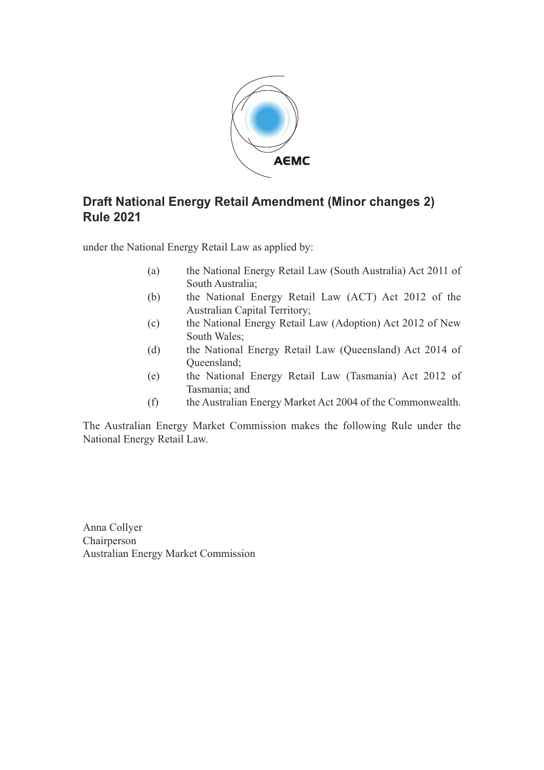# Draft National Energy Retail Amendment (Minor changes 2) Rule 2021

under the National Energy Retail Law as applied by:

(a) the National Energy Retail Law (South Australia) Act 2011 of South Australia;

(b) the National Energy Retail Law (ACT) Act 2012 of the Australian Capital Territory;

(c) the National Energy Retail Law (Adoption) Act 2012 of New South Wales;

(d) the National Energy Retail Law (Queensland) Act 2014 of Queensland;

(e) the National Energy Retail Law (Tasmania) Act 2012 of Tasmania; and

(f) the Australian Energy Market Act 2004 of the Commonwealth.

The Australian Energy Market Commission makes the following Rule under the National Energy Retail Law.

Anna Collyer
Chairperson
Australian Energy Market Commission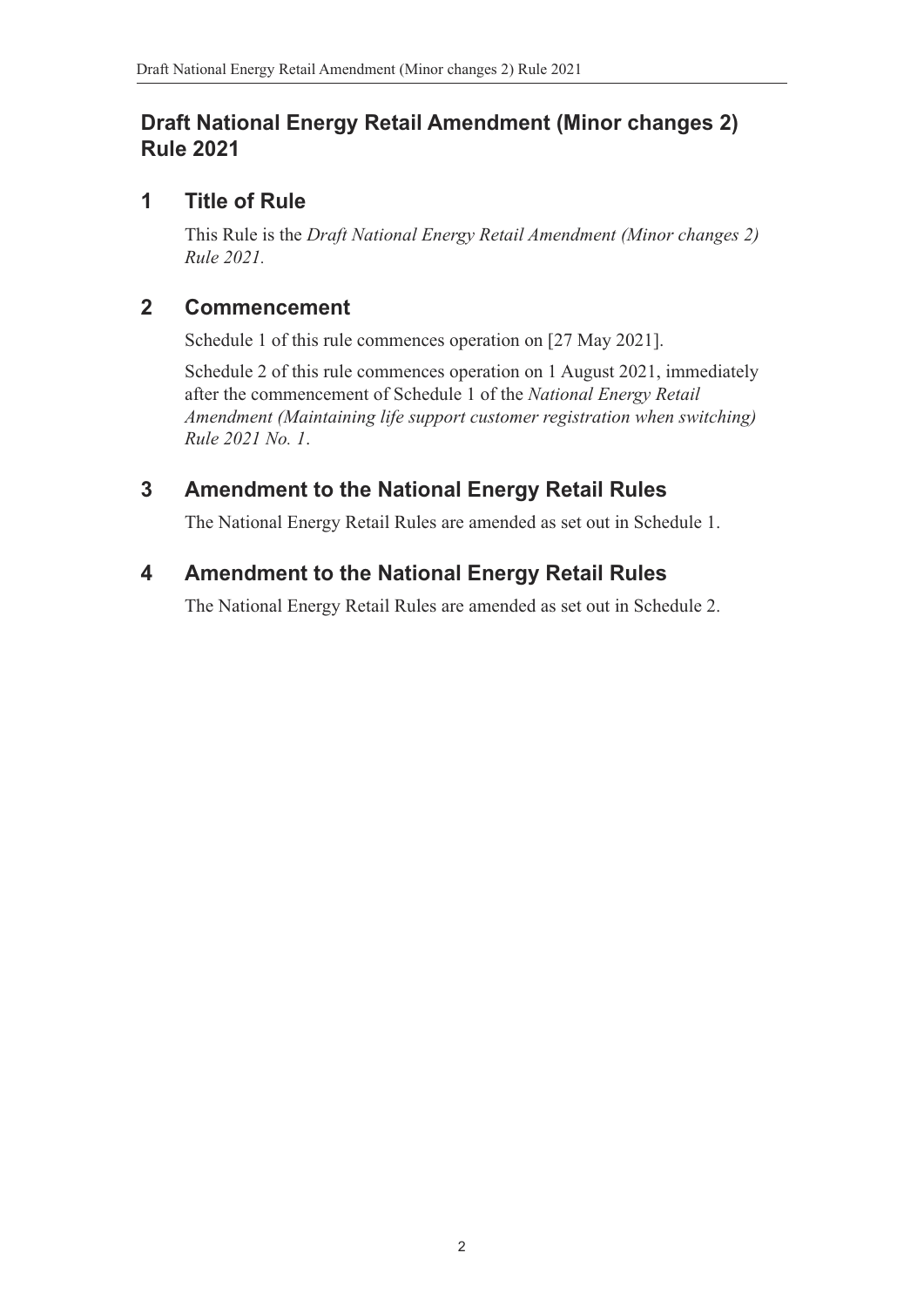# Draft National Energy Retail Amendment (Minor changes 2) Rule 2021

## 1 Title of Rule

This Rule is the *Draft National Energy Retail Amendment (Minor changes 2) Rule 2021.*

## 2 Commencement

Schedule 1 of this rule commences operation on [27 May 2021].

Schedule 2 of this rule commences operation on 1 August 2021, immediately after the commencement of Schedule 1 of the *National Energy Retail Amendment (Maintaining life support customer registration when switching) Rule 2021 No. 1*.

## 3 Amendment to the National Energy Retail Rules

The National Energy Retail Rules are amended as set out in Schedule 1.

## 4 Amendment to the National Energy Retail Rules

The National Energy Retail Rules are amended as set out in Schedule 2.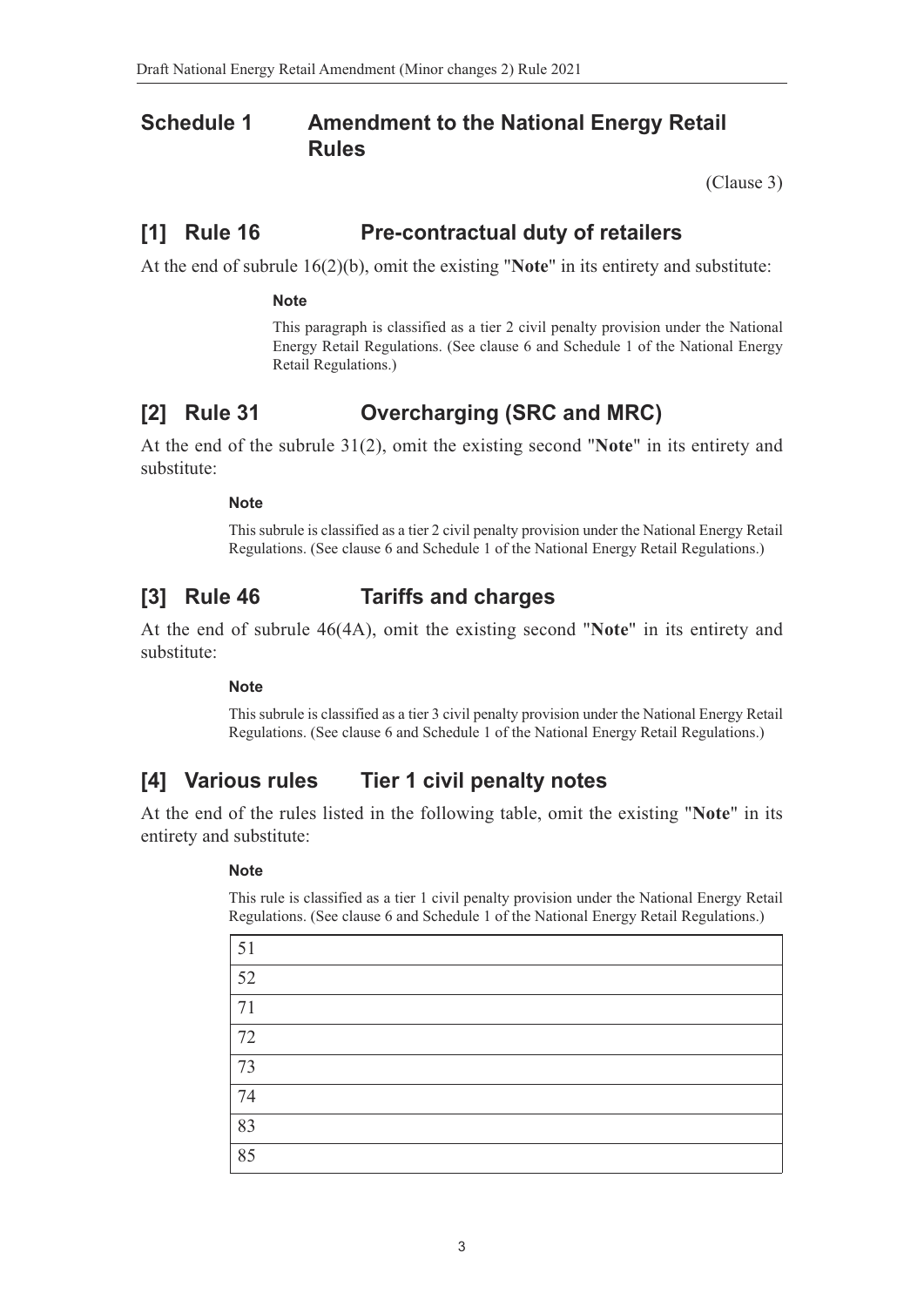# Schedule 1 Amendment to the National Energy Retail Rules

(Clause 3)

## [1] Rule 16 Pre-contractual duty of retailers

At the end of subrule 16(2)(b), omit the existing "**Note**" in its entirety and substitute:

**Note**

This paragraph is classified as a tier 2 civil penalty provision under the National Energy Retail Regulations. (See clause 6 and Schedule 1 of the National Energy Retail Regulations.)

## [2] Rule 31 Overcharging (SRC and MRC)

At the end of the subrule 31(2), omit the existing second "**Note**" in its entirety and substitute:

**Note**

This subrule is classified as a tier 2 civil penalty provision under the National Energy Retail Regulations. (See clause 6 and Schedule 1 of the National Energy Retail Regulations.)

## [3] Rule 46 Tariffs and charges

At the end of subrule 46(4A), omit the existing second "**Note**" in its entirety and substitute:

**Note**

This subrule is classified as a tier 3 civil penalty provision under the National Energy Retail Regulations. (See clause 6 and Schedule 1 of the National Energy Retail Regulations.)

## [4] Various rules Tier 1 civil penalty notes

At the end of the rules listed in the following table, omit the existing "**Note**" in its entirety and substitute:

**Note**

This rule is classified as a tier 1 civil penalty provision under the National Energy Retail Regulations. (See clause 6 and Schedule 1 of the National Energy Retail Regulations.)

| |
|---|
| 51 |
| 52 |
| 71 |
| 72 |
| 73 |
| 74 |
| 83 |
| 85 |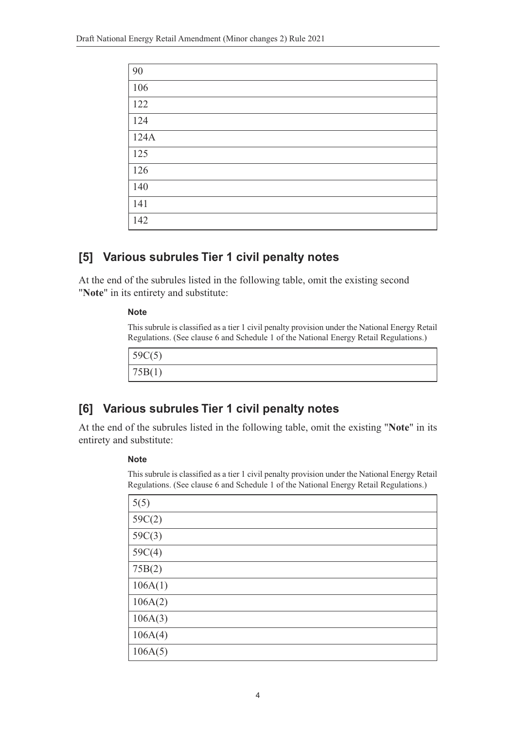| 90 |
|---|
| 106 |
| 122 |
| 124 |
| 124A |
| 125 |
| 126 |
| 140 |
| 141 |
| 142 |

## [5] Various subrules Tier 1 civil penalty notes

At the end of the subrules listed in the following table, omit the existing second "**Note**" in its entirety and substitute:

**Note**

This subrule is classified as a tier 1 civil penalty provision under the National Energy Retail Regulations. (See clause 6 and Schedule 1 of the National Energy Retail Regulations.)

| 59C(5) |
|---|
| 75B(1) |

## [6] Various subrules Tier 1 civil penalty notes

At the end of the subrules listed in the following table, omit the existing "**Note**" in its entirety and substitute:

**Note**

This subrule is classified as a tier 1 civil penalty provision under the National Energy Retail Regulations. (See clause 6 and Schedule 1 of the National Energy Retail Regulations.)

| 5(5) |
|---|
| 59C(2) |
| 59C(3) |
| 59C(4) |
| 75B(2) |
| 106A(1) |
| 106A(2) |
| 106A(3) |
| 106A(4) |
| 106A(5) |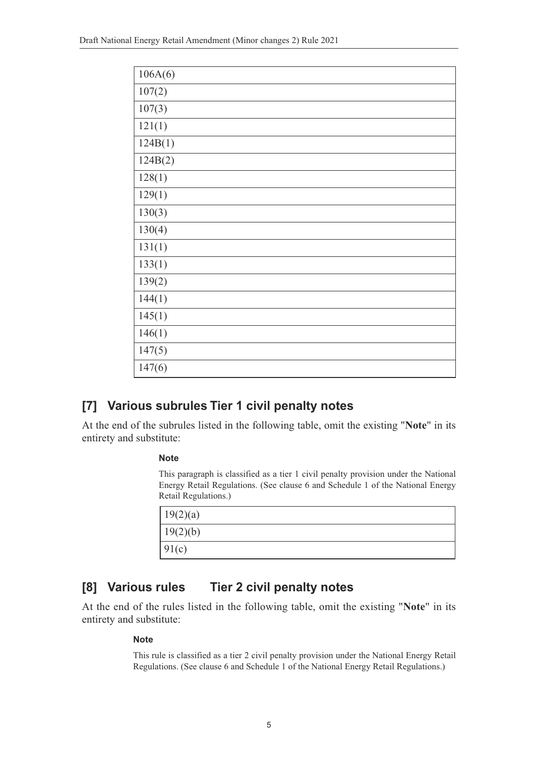| 106A(6) |
|---|
| 107(2) |
| 107(3) |
| 121(1) |
| 124B(1) |
| 124B(2) |
| 128(1) |
| 129(1) |
| 130(3) |
| 130(4) |
| 131(1) |
| 133(1) |
| 139(2) |
| 144(1) |
| 145(1) |
| 146(1) |
| 147(5) |
| 147(6) |

## [7] Various subrules Tier 1 civil penalty notes

At the end of the subrules listed in the following table, omit the existing "**Note**" in its entirety and substitute:

**Note**

This paragraph is classified as a tier 1 civil penalty provision under the National Energy Retail Regulations. (See clause 6 and Schedule 1 of the National Energy Retail Regulations.)

| 19(2)(a) |
|---|
| 19(2)(b) |
| 91(c) |

## [8] Various rules Tier 2 civil penalty notes

At the end of the rules listed in the following table, omit the existing "**Note**" in its entirety and substitute:

**Note**

This rule is classified as a tier 2 civil penalty provision under the National Energy Retail Regulations. (See clause 6 and Schedule 1 of the National Energy Retail Regulations.)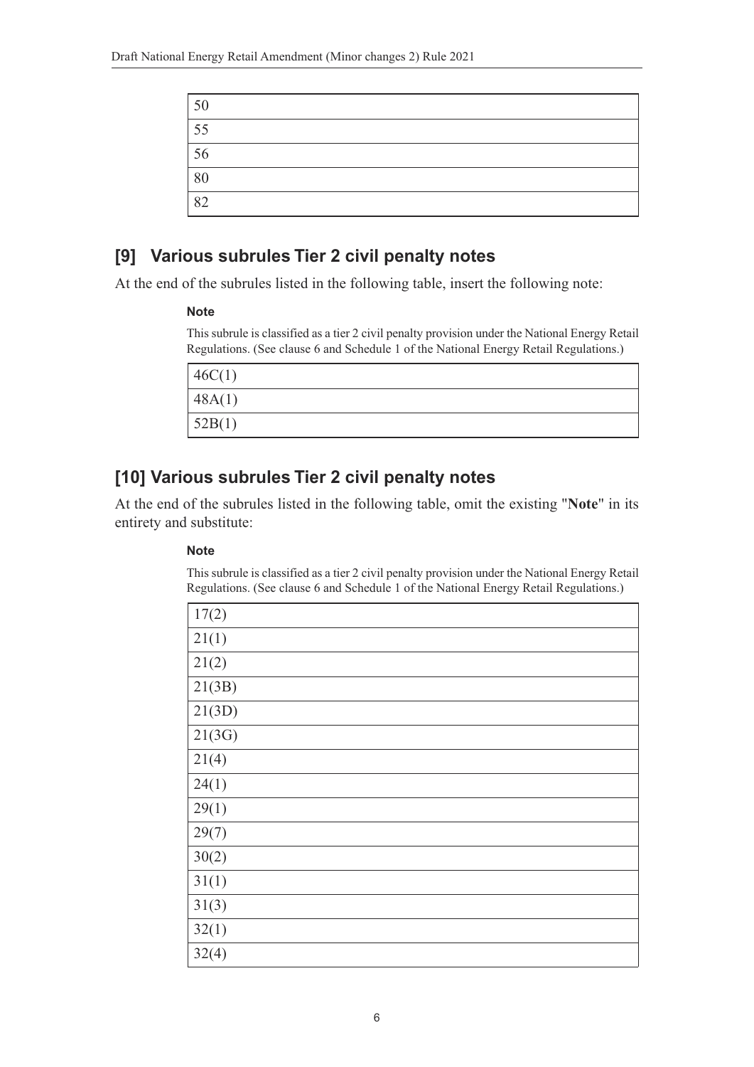| 50 |
| --- |
| 55 |
| 56 |
| 80 |
| 82 |

## [9] Various subrules Tier 2 civil penalty notes

At the end of the subrules listed in the following table, insert the following note:

**Note**

This subrule is classified as a tier 2 civil penalty provision under the National Energy Retail Regulations. (See clause 6 and Schedule 1 of the National Energy Retail Regulations.)

| 46C(1) |
| --- |
| 48A(1) |
| 52B(1) |

## [10] Various subrules Tier 2 civil penalty notes

At the end of the subrules listed in the following table, omit the existing "**Note**" in its entirety and substitute:

**Note**

This subrule is classified as a tier 2 civil penalty provision under the National Energy Retail Regulations. (See clause 6 and Schedule 1 of the National Energy Retail Regulations.)

| 17(2) |
| --- |
| 21(1) |
| 21(2) |
| 21(3B) |
| 21(3D) |
| 21(3G) |
| 21(4) |
| 24(1) |
| 29(1) |
| 29(7) |
| 30(2) |
| 31(1) |
| 31(3) |
| 32(1) |
| 32(4) |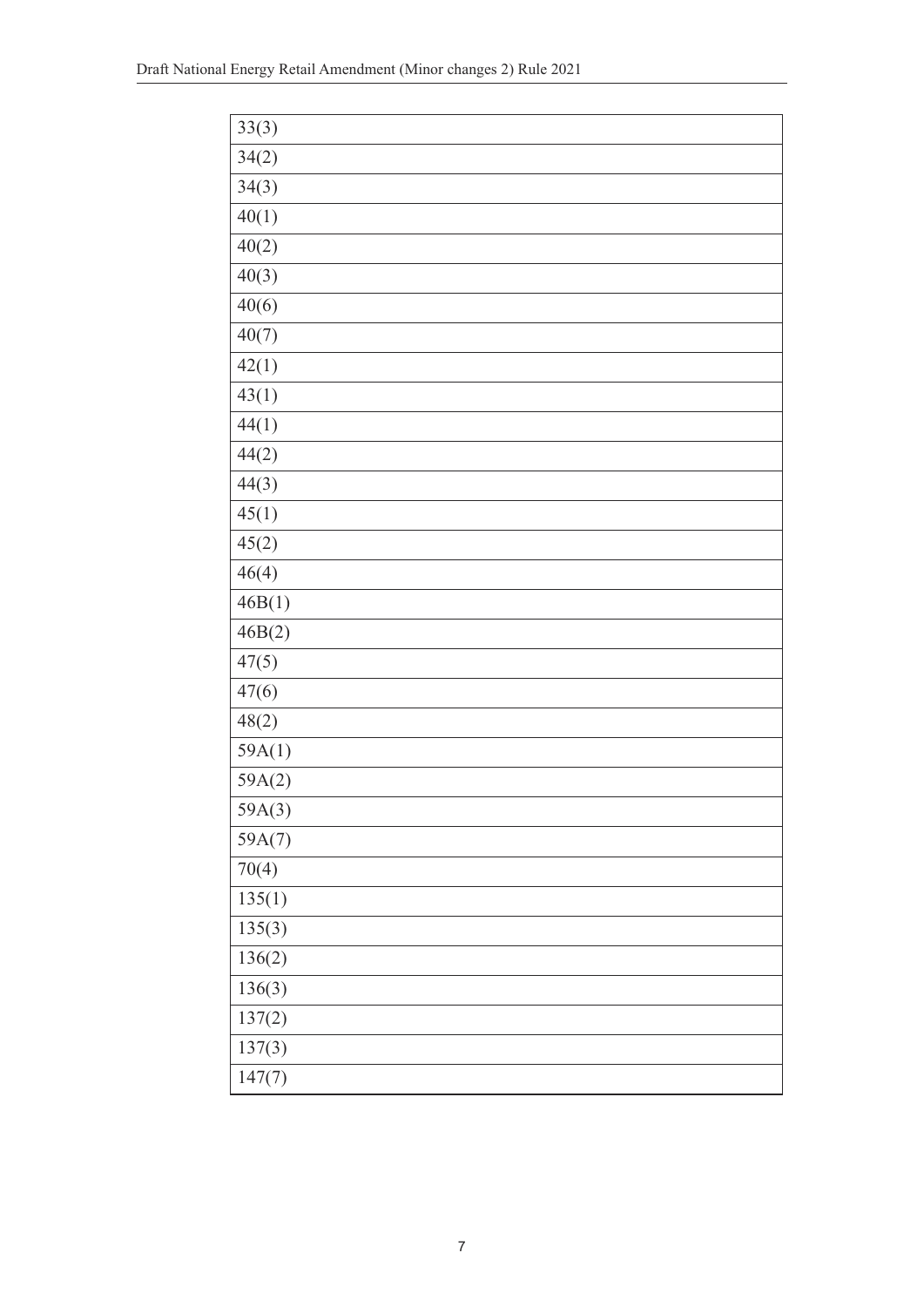| |
|---|
| 33(3) |
| 34(2) |
| 34(3) |
| 40(1) |
| 40(2) |
| 40(3) |
| 40(6) |
| 40(7) |
| 42(1) |
| 43(1) |
| 44(1) |
| 44(2) |
| 44(3) |
| 45(1) |
| 45(2) |
| 46(4) |
| 46B(1) |
| 46B(2) |
| 47(5) |
| 47(6) |
| 48(2) |
| 59A(1) |
| 59A(2) |
| 59A(3) |
| 59A(7) |
| 70(4) |
| 135(1) |
| 135(3) |
| 136(2) |
| 136(3) |
| 137(2) |
| 137(3) |
| 147(7) |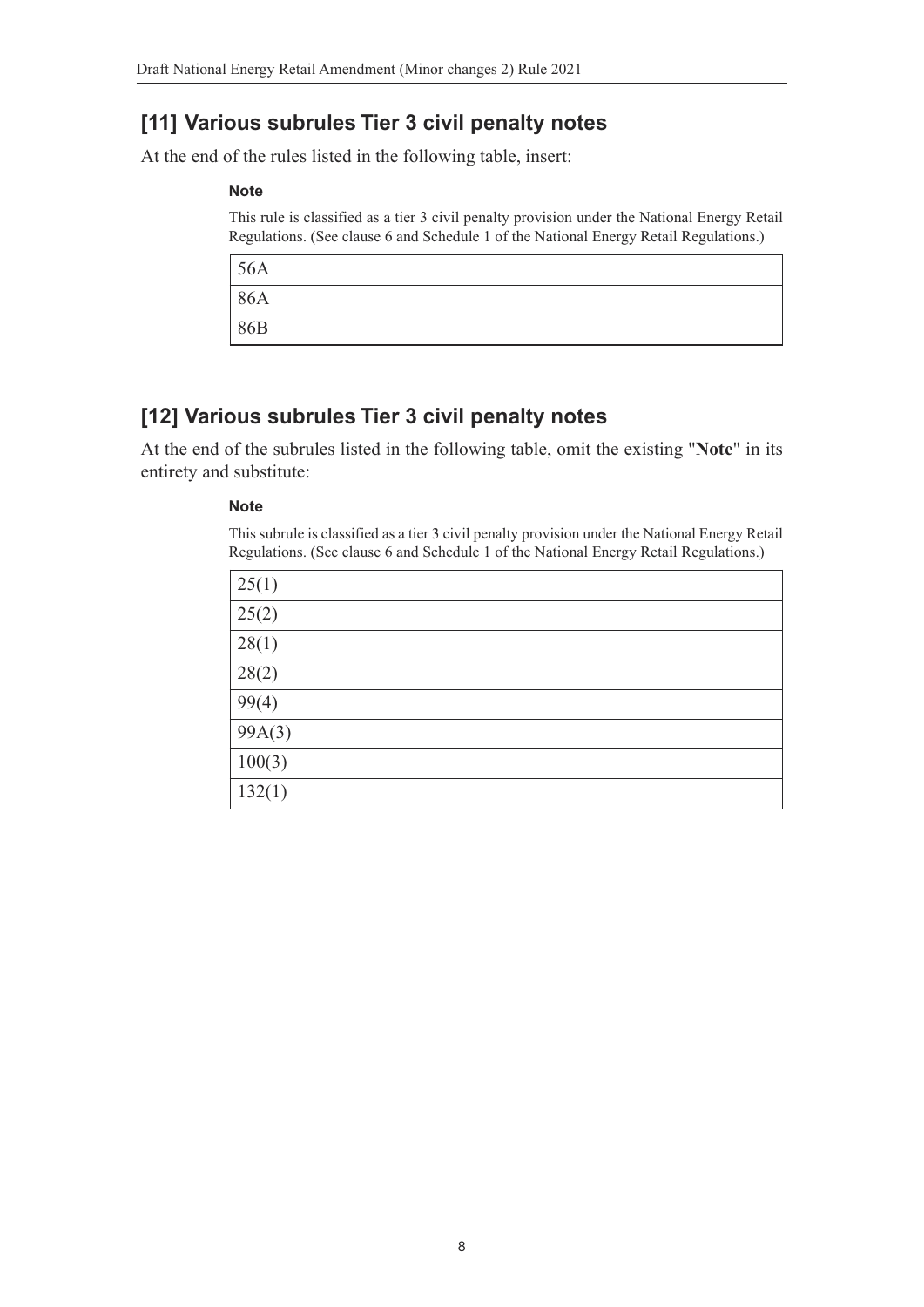## [11] Various subrules Tier 3 civil penalty notes

At the end of the rules listed in the following table, insert:

**Note**

This rule is classified as a tier 3 civil penalty provision under the National Energy Retail Regulations. (See clause 6 and Schedule 1 of the National Energy Retail Regulations.)

| |
|---|
| 56A |
| 86A |
| 86B |

## [12] Various subrules Tier 3 civil penalty notes

At the end of the subrules listed in the following table, omit the existing "**Note**" in its entirety and substitute:

**Note**

This subrule is classified as a tier 3 civil penalty provision under the National Energy Retail Regulations. (See clause 6 and Schedule 1 of the National Energy Retail Regulations.)

| |
|---|
| 25(1) |
| 25(2) |
| 28(1) |
| 28(2) |
| 99(4) |
| 99A(3) |
| 100(3) |
| 132(1) |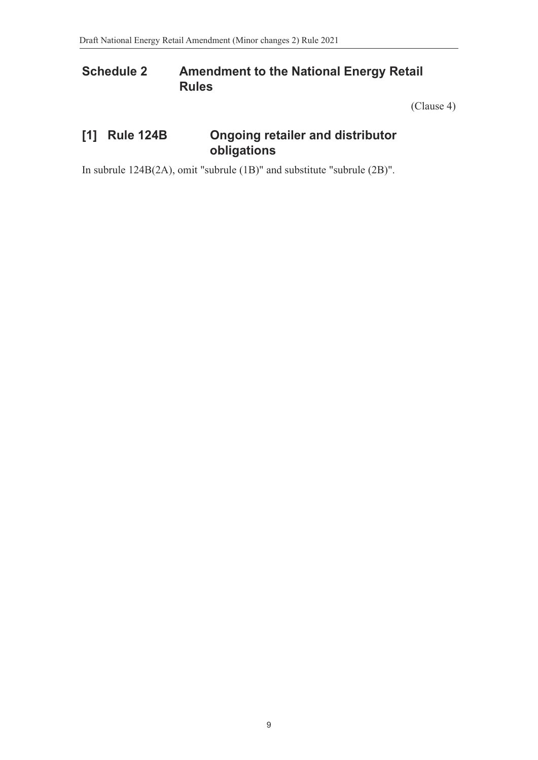## Schedule 2 Amendment to the National Energy Retail Rules

(Clause 4)

### [1] Rule 124B Ongoing retailer and distributor obligations

In subrule 124B(2A), omit "subrule (1B)" and substitute "subrule (2B)".